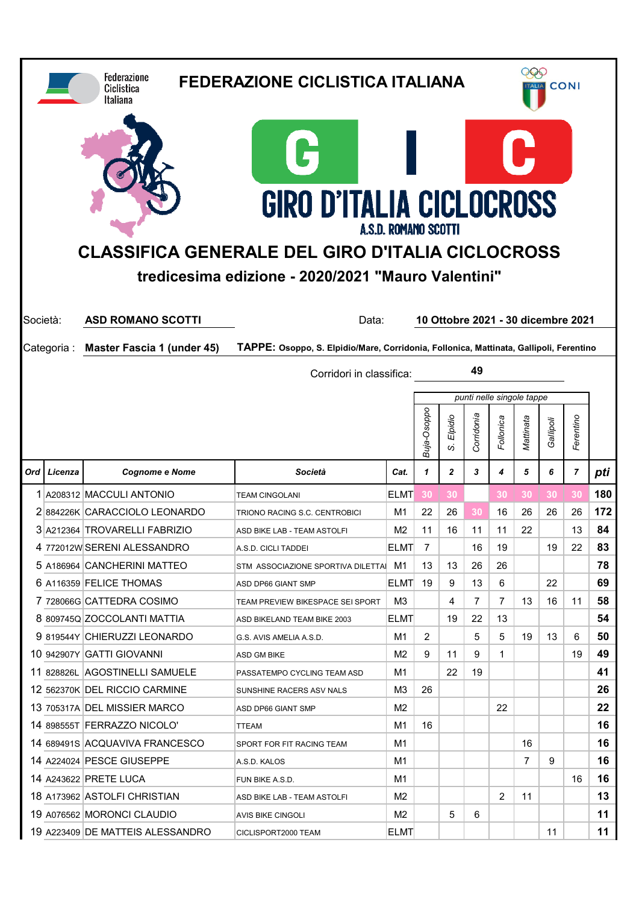Federazione Ciclistica Italiana

# FEDERAZIONE CICLISTICA ITALIANA

CONI

GIC

GIRO D'ITALIA CICLOCROSS

A.S.D. ROMANO SCOTTI

## CLASSIFICA GENERALE DEL GIRO D'ITALIA CICLOCROSS

### tredicesima edizione - 2020/2021 "Mauro Valentini"

Società: **ASD ROMANO SCOTTI**

Data: **10 Ottobre 2021 - 30 dicembre 2021**

Categoria : **Master Fascia 1 (under 45)**

**TAPPE: Osoppo, S. Elpidio/Mare, Corridonia, Follonica, Mattinata, Gallipoli, Ferentino**

Corridori in classifica: **49**

| | | | | | *punti nelle singole tappe* | | | | | | | |
|---|---|---|---|---|---|---|---|---|---|---|---|---|
| | | | | | *Buja-Osoppo* | *S. Elpidio* | *Corridonia* | *Follonica* | *Mattinata* | *Gallipoli* | *Ferentino* | |
| ***Ord*** | ***Licenza*** | ***Cognome e Nome*** | ***Società*** | ***Cat.*** | ***1*** | ***2*** | ***3*** | ***4*** | ***5*** | ***6*** | ***7*** | ***pti*** |
| 1 | A208312 | MACCULI ANTONIO | TEAM CINGOLANI | ELMT | 30 | 30 | | 30 | 30 | 30 | 30 | **180** |
| 2 | 884226K | CARACCIOLO LEONARDO | TRIONO RACING S.C. CENTROBICI | M1 | 22 | 26 | 30 | 16 | 26 | 26 | 26 | **172** |
| 3 | A212364 | TROVARELLI FABRIZIO | ASD BIKE LAB - TEAM ASTOLFI | M2 | 11 | 16 | 11 | 11 | 22 | | 13 | **84** |
| 4 | 772012W | SERENI ALESSANDRO | A.S.D. CICLI TADDEI | ELMT | 7 | | 16 | 19 | | 19 | 22 | **83** |
| 5 | A186964 | CANCHERINI MATTEO | STM ASSOCIAZIONE SPORTIVA DILETTAI | M1 | 13 | 13 | 26 | 26 | | | | **78** |
| 6 | A116359 | FELICE THOMAS | ASD DP66 GIANT SMP | ELMT | 19 | 9 | 13 | 6 | | 22 | | **69** |
| 7 | 728066G | CATTEDRA COSIMO | TEAM PREVIEW BIKESPACE SEI SPORT | M3 | | 4 | 7 | 7 | 13 | 16 | 11 | **58** |
| 8 | 809745Q | ZOCCOLANTI MATTIA | ASD BIKELAND TEAM BIKE 2003 | ELMT | | 19 | 22 | 13 | | | | **54** |
| 9 | 819544Y | CHIERUZZI LEONARDO | G.S. AVIS AMELIA A.S.D. | M1 | 2 | | 5 | 5 | 19 | 13 | 6 | **50** |
| 10 | 942907Y | GATTI GIOVANNI | ASD GM BIKE | M2 | 9 | 11 | 9 | 1 | | | 19 | **49** |
| 11 | 828826L | AGOSTINELLI SAMUELE | PASSATEMPO CYCLING TEAM ASD | M1 | | 22 | 19 | | | | | **41** |
| 12 | 562370K | DEL RICCIO CARMINE | SUNSHINE RACERS ASV NALS | M3 | 26 | | | | | | | **26** |
| 13 | 705317A | DEL MISSIER MARCO | ASD DP66 GIANT SMP | M2 | | | | 22 | | | | **22** |
| 14 | 898555T | FERRAZZO NICOLO' | TTEAM | M1 | 16 | | | | | | | **16** |
| 14 | 689491S | ACQUAVIVA FRANCESCO | SPORT FOR FIT RACING TEAM | M1 | | | | | 16 | | | **16** |
| 14 | A224024 | PESCE GIUSEPPE | A.S.D. KALOS | M1 | | | | | 7 | 9 | | **16** |
| 14 | A243622 | PRETE LUCA | FUN BIKE A.S.D. | M1 | | | | | | | 16 | **16** |
| 18 | A173962 | ASTOLFI CHRISTIAN | ASD BIKE LAB - TEAM ASTOLFI | M2 | | | | 2 | 11 | | | **13** |
| 19 | A076562 | MORONCI CLAUDIO | AVIS BIKE CINGOLI | M2 | | 5 | 6 | | | | | **11** |
| 19 | A223409 | DE MATTEIS ALESSANDRO | CICLISPORT2000 TEAM | ELMT | | | | | | 11 | | **11** |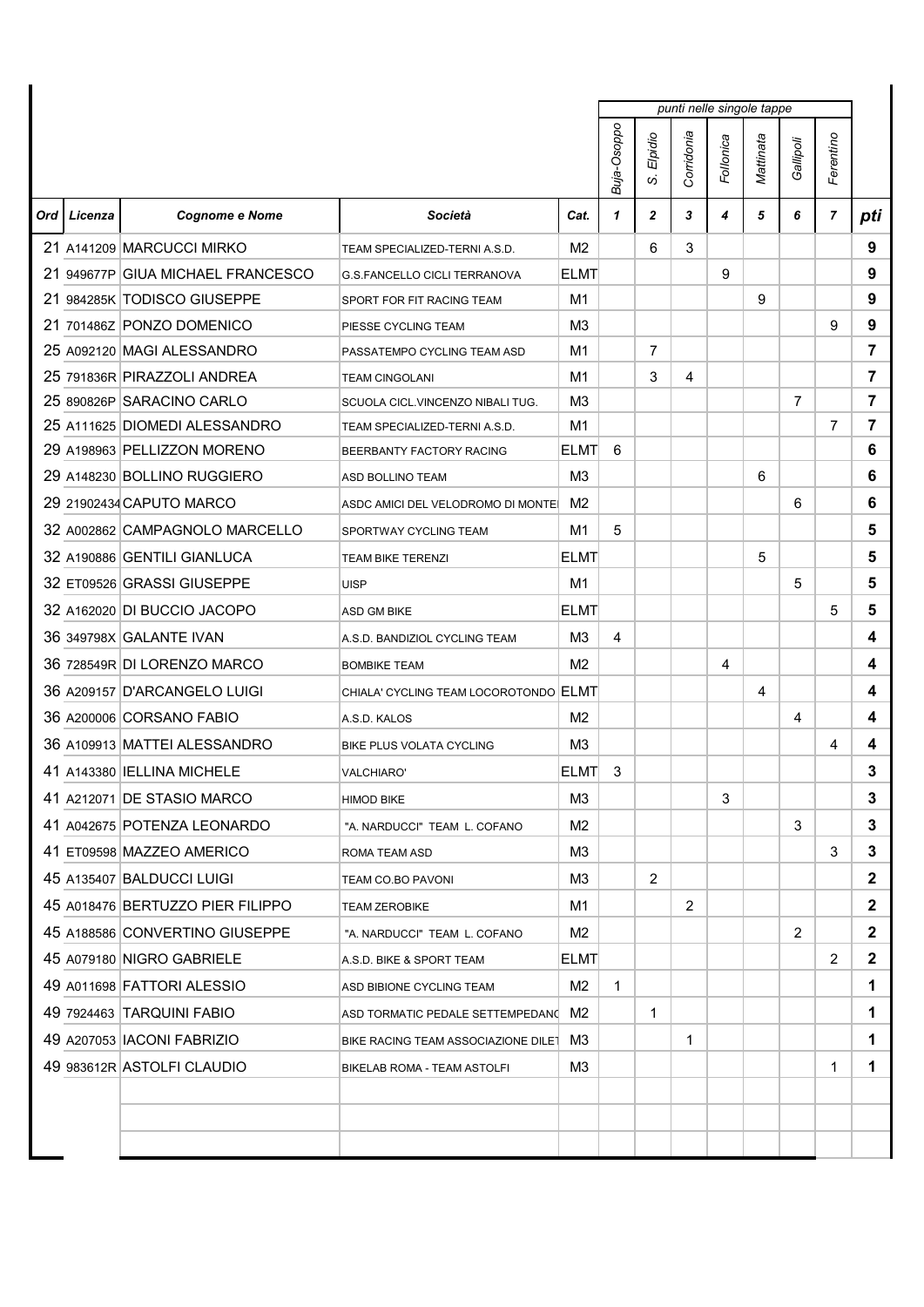| | | | | | punti nelle singole tappe | | | | | | | |
|---|---|---|---|---|---|---|---|---|---|---|---|---|
| | | | | | Buja-Osoppo | S. Elpidio | Corridonia | Follonica | Mattinata | Gallipoli | Ferentino | |
| Ord | Licenza | Cognome e Nome | Società | Cat. | 1 | 2 | 3 | 4 | 5 | 6 | 7 | pti |
| 21 | A141209 | MARCUCCI MIRKO | TEAM SPECIALIZED-TERNI A.S.D. | M2 | | 6 | 3 | | | | | 9 |
| 21 | 949677P | GIUA MICHAEL FRANCESCO | G.S.FANCELLO CICLI TERRANOVA | ELMT | | | | 9 | | | | 9 |
| 21 | 984285K | TODISCO GIUSEPPE | SPORT FOR FIT RACING TEAM | M1 | | | | | 9 | | | 9 |
| 21 | 701486Z | PONZO DOMENICO | PIESSE CYCLING TEAM | M3 | | | | | | | 9 | 9 |
| 25 | A092120 | MAGI ALESSANDRO | PASSATEMPO CYCLING TEAM ASD | M1 | | 7 | | | | | | 7 |
| 25 | 791836R | PIRAZZOLI ANDREA | TEAM CINGOLANI | M1 | | 3 | 4 | | | | | 7 |
| 25 | 890826P | SARACINO CARLO | SCUOLA CICL.VINCENZO NIBALI TUG. | M3 | | | | | | 7 | | 7 |
| 25 | A111625 | DIOMEDI ALESSANDRO | TEAM SPECIALIZED-TERNI A.S.D. | M1 | | | | | | | 7 | 7 |
| 29 | A198963 | PELLIZZON MORENO | BEERBANTY FACTORY RACING | ELMT | 6 | | | | | | | 6 |
| 29 | A148230 | BOLLINO RUGGIERO | ASD BOLLINO TEAM | M3 | | | | | 6 | | | 6 |
| 29 | 21902434 | CAPUTO MARCO | ASDC AMICI DEL VELODROMO DI MONTE | M2 | | | | | | 6 | | 6 |
| 32 | A002862 | CAMPAGNOLO MARCELLO | SPORTWAY CYCLING TEAM | M1 | 5 | | | | | | | 5 |
| 32 | A190886 | GENTILI GIANLUCA | TEAM BIKE TERENZI | ELMT | | | | | 5 | | | 5 |
| 32 | ET09526 | GRASSI GIUSEPPE | UISP | M1 | | | | | | 5 | | 5 |
| 32 | A162020 | DI BUCCIO JACOPO | ASD GM BIKE | ELMT | | | | | | | 5 | 5 |
| 36 | 349798X | GALANTE IVAN | A.S.D. BANDIZIOL CYCLING TEAM | M3 | 4 | | | | | | | 4 |
| 36 | 728549R | DI LORENZO MARCO | BOMBIKE TEAM | M2 | | | | 4 | | | | 4 |
| 36 | A209157 | D'ARCANGELO LUIGI | CHIALA' CYCLING TEAM LOCOROTONDO | ELMT | | | | | 4 | | | 4 |
| 36 | A200006 | CORSANO FABIO | A.S.D. KALOS | M2 | | | | | | 4 | | 4 |
| 36 | A109913 | MATTEI ALESSANDRO | BIKE PLUS VOLATA CYCLING | M3 | | | | | | | 4 | 4 |
| 41 | A143380 | IELLINA MICHELE | VALCHIARO' | ELMT | 3 | | | | | | | 3 |
| 41 | A212071 | DE STASIO MARCO | HIMOD BIKE | M3 | | | | 3 | | | | 3 |
| 41 | A042675 | POTENZA LEONARDO | "A. NARDUCCI" TEAM L. COFANO | M2 | | | | | | 3 | | 3 |
| 41 | ET09598 | MAZZEO AMERICO | ROMA TEAM ASD | M3 | | | | | | | 3 | 3 |
| 45 | A135407 | BALDUCCI LUIGI | TEAM CO.BO PAVONI | M3 | | 2 | | | | | | 2 |
| 45 | A018476 | BERTUZZO PIER FILIPPO | TEAM ZEROBIKE | M1 | | | 2 | | | | | 2 |
| 45 | A188586 | CONVERTINO GIUSEPPE | "A. NARDUCCI" TEAM L. COFANO | M2 | | | | | | 2 | | 2 |
| 45 | A079180 | NIGRO GABRIELE | A.S.D. BIKE & SPORT TEAM | ELMT | | | | | | | 2 | 2 |
| 49 | A011698 | FATTORI ALESSIO | ASD BIBIONE CYCLING TEAM | M2 | 1 | | | | | | | 1 |
| 49 | 7924463 | TARQUINI FABIO | ASD TORMATIC PEDALE SETTEMPEDANO | M2 | | 1 | | | | | | 1 |
| 49 | A207053 | IACONI FABRIZIO | BIKE RACING TEAM ASSOCIAZIONE DILET | M3 | | | 1 | | | | | 1 |
| 49 | 983612R | ASTOLFI CLAUDIO | BIKELAB ROMA - TEAM ASTOLFI | M3 | | | | | | | 1 | 1 |